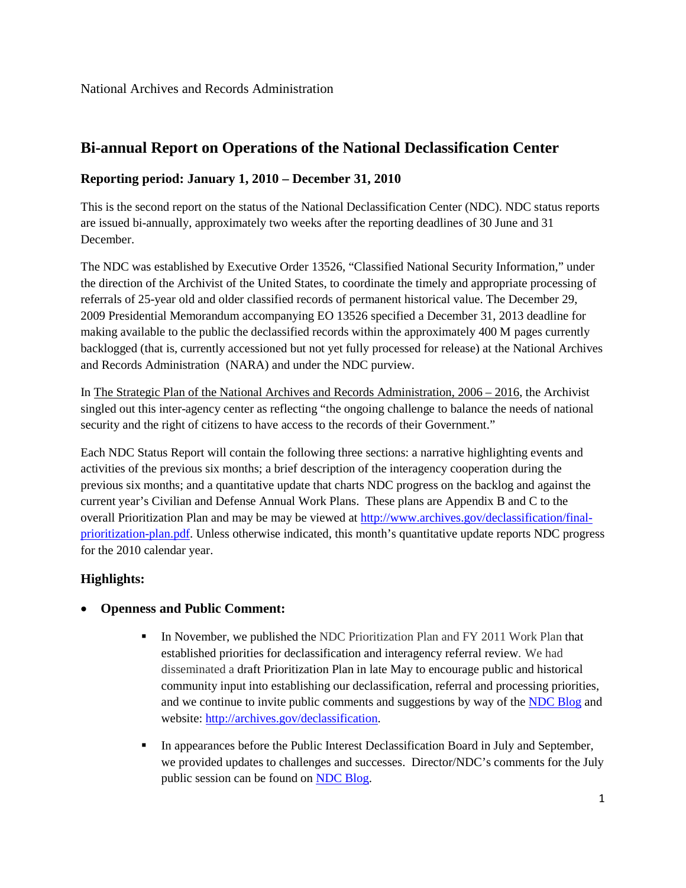National Archives and Records Administration

## Bi-annual Report on Operations of the National Declassification Center

### Reporting period: January 1, 2010 – December 31, 2010

This is the second report on the status of the National Declassification Center (NDC). NDC status reports are issued bi-annually, approximately two weeks after the reporting deadlines of 30 June and 31 December.

The NDC was established by Executive Order 13526, "Classified National Security Information," under the direction of the Archivist of the United States, to coordinate the timely and appropriate processing of referrals of 25-year old and older classified records of permanent historical value. The December 29, 2009 Presidential Memorandum accompanying EO 13526 specified a December 31, 2013 deadline for making available to the public the declassified records within the approximately 400 M pages currently backlogged (that is, currently accessioned but not yet fully processed for release) at the National Archives and Records Administration (NARA) and under the NDC purview.

In The Strategic Plan of the National Archives and Records Administration, 2006 – 2016, the Archivist singled out this inter-agency center as reflecting "the ongoing challenge to balance the needs of national security and the right of citizens to have access to the records of their Government."

Each NDC Status Report will contain the following three sections: a narrative highlighting events and activities of the previous six months; a brief description of the interagency cooperation during the previous six months; and a quantitative update that charts NDC progress on the backlog and against the current year's Civilian and Defense Annual Work Plans. These plans are Appendix B and C to the overall Prioritization Plan and may be may be viewed at http://www.archives.gov/declassification/final-prioritization-plan.pdf. Unless otherwise indicated, this month's quantitative update reports NDC progress for the 2010 calendar year.

### Highlights:

- **Openness and Public Comment:**
  - In November, we published the NDC Prioritization Plan and FY 2011 Work Plan that established priorities for declassification and interagency referral review. We had disseminated a draft Prioritization Plan in late May to encourage public and historical community input into establishing our declassification, referral and processing priorities, and we continue to invite public comments and suggestions by way of the NDC Blog and website: http://archives.gov/declassification.
  - In appearances before the Public Interest Declassification Board in July and September, we provided updates to challenges and successes. Director/NDC's comments for the July public session can be found on NDC Blog.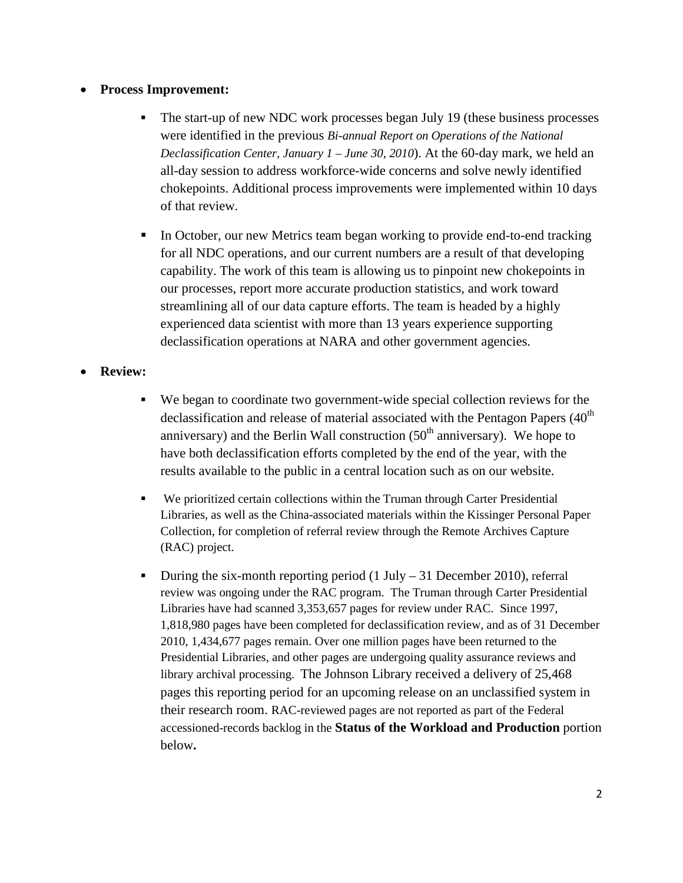- **Process Improvement:**
  - The start-up of new NDC work processes began July 19 (these business processes were identified in the previous *Bi-annual Report on Operations of the National Declassification Center, January 1 – June 30, 2010*). At the 60-day mark, we held an all-day session to address workforce-wide concerns and solve newly identified chokepoints. Additional process improvements were implemented within 10 days of that review.
  - In October, our new Metrics team began working to provide end-to-end tracking for all NDC operations, and our current numbers are a result of that developing capability. The work of this team is allowing us to pinpoint new chokepoints in our processes, report more accurate production statistics, and work toward streamlining all of our data capture efforts. The team is headed by a highly experienced data scientist with more than 13 years experience supporting declassification operations at NARA and other government agencies.

- **Review:**
  - We began to coordinate two government-wide special collection reviews for the declassification and release of material associated with the Pentagon Papers (40th anniversary) and the Berlin Wall construction (50th anniversary). We hope to have both declassification efforts completed by the end of the year, with the results available to the public in a central location such as on our website.
  - We prioritized certain collections within the Truman through Carter Presidential Libraries, as well as the China-associated materials within the Kissinger Personal Paper Collection, for completion of referral review through the Remote Archives Capture (RAC) project.
  - During the six-month reporting period (1 July – 31 December 2010), referral review was ongoing under the RAC program. The Truman through Carter Presidential Libraries have had scanned 3,353,657 pages for review under RAC. Since 1997, 1,818,980 pages have been completed for declassification review, and as of 31 December 2010, 1,434,677 pages remain. Over one million pages have been returned to the Presidential Libraries, and other pages are undergoing quality assurance reviews and library archival processing. The Johnson Library received a delivery of 25,468 pages this reporting period for an upcoming release on an unclassified system in their research room. RAC-reviewed pages are not reported as part of the Federal accessioned-records backlog in the **Status of the Workload and Production** portion below**.**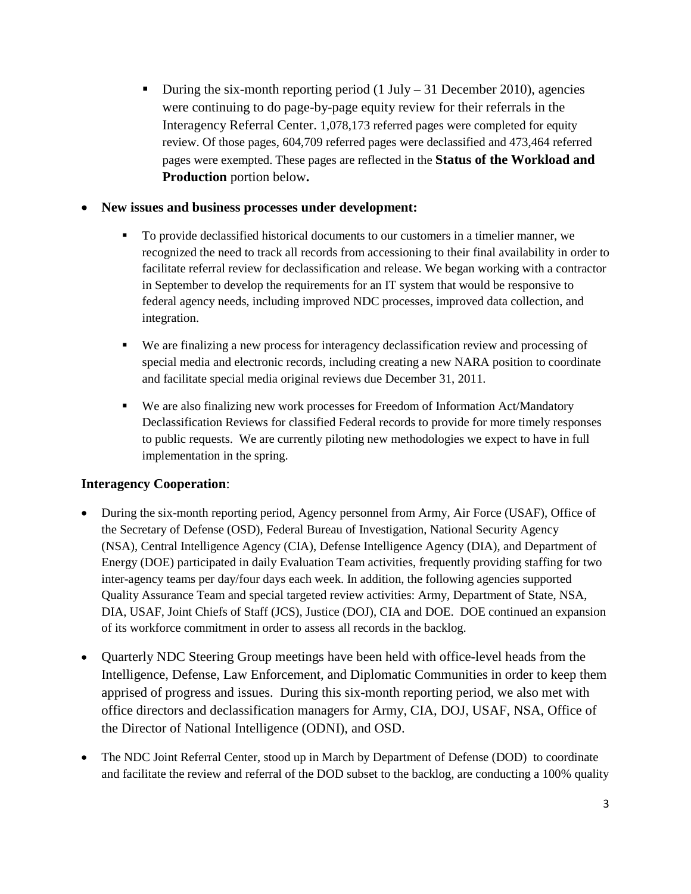- During the six-month reporting period (1 July – 31 December 2010), agencies were continuing to do page-by-page equity review for their referrals in the Interagency Referral Center. 1,078,173 referred pages were completed for equity review. Of those pages, 604,709 referred pages were declassified and 473,464 referred pages were exempted. These pages are reflected in the **Status of the Workload and Production** portion below**.**

- **New issues and business processes under development:**
  - To provide declassified historical documents to our customers in a timelier manner, we recognized the need to track all records from accessioning to their final availability in order to facilitate referral review for declassification and release. We began working with a contractor in September to develop the requirements for an IT system that would be responsive to federal agency needs, including improved NDC processes, improved data collection, and integration.
  - We are finalizing a new process for interagency declassification review and processing of special media and electronic records, including creating a new NARA position to coordinate and facilitate special media original reviews due December 31, 2011.
  - We are also finalizing new work processes for Freedom of Information Act/Mandatory Declassification Reviews for classified Federal records to provide for more timely responses to public requests. We are currently piloting new methodologies we expect to have in full implementation in the spring.

### Interagency Cooperation:

- During the six-month reporting period, Agency personnel from Army, Air Force (USAF), Office of the Secretary of Defense (OSD), Federal Bureau of Investigation, National Security Agency (NSA), Central Intelligence Agency (CIA), Defense Intelligence Agency (DIA), and Department of Energy (DOE) participated in daily Evaluation Team activities, frequently providing staffing for two inter-agency teams per day/four days each week. In addition, the following agencies supported Quality Assurance Team and special targeted review activities: Army, Department of State, NSA, DIA, USAF, Joint Chiefs of Staff (JCS), Justice (DOJ), CIA and DOE. DOE continued an expansion of its workforce commitment in order to assess all records in the backlog.
- Quarterly NDC Steering Group meetings have been held with office-level heads from the Intelligence, Defense, Law Enforcement, and Diplomatic Communities in order to keep them apprised of progress and issues. During this six-month reporting period, we also met with office directors and declassification managers for Army, CIA, DOJ, USAF, NSA, Office of the Director of National Intelligence (ODNI), and OSD.
- The NDC Joint Referral Center, stood up in March by Department of Defense (DOD) to coordinate and facilitate the review and referral of the DOD subset to the backlog, are conducting a 100% quality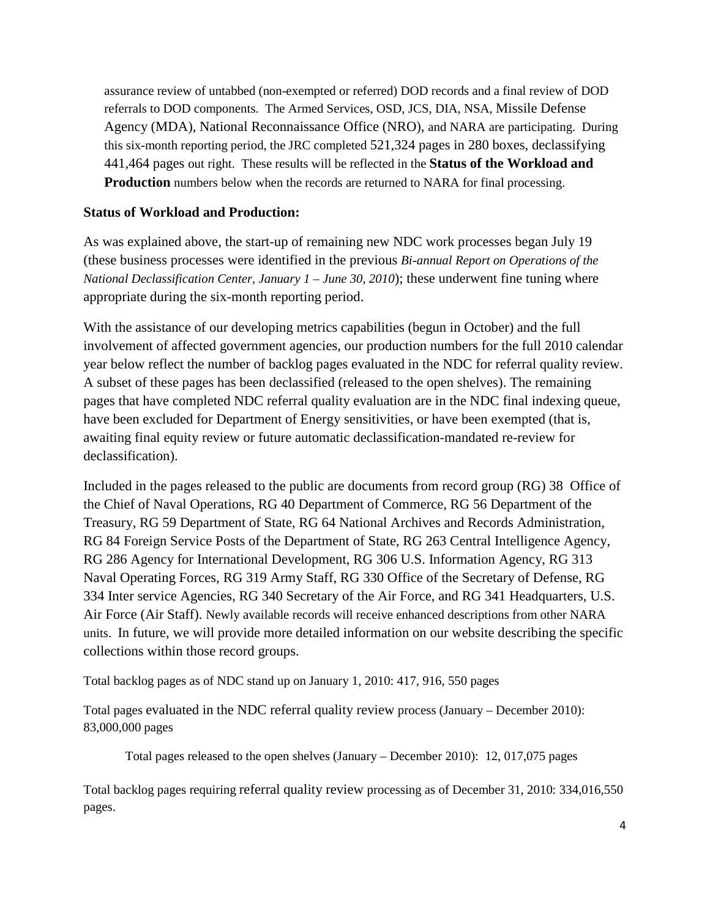assurance review of untabbed (non-exempted or referred) DOD records and a final review of DOD referrals to DOD components. The Armed Services, OSD, JCS, DIA, NSA, Missile Defense Agency (MDA), National Reconnaissance Office (NRO), and NARA are participating. During this six-month reporting period, the JRC completed 521,324 pages in 280 boxes, declassifying 441,464 pages out right. These results will be reflected in the **Status of the Workload and Production** numbers below when the records are returned to NARA for final processing.

**Status of Workload and Production:**

As was explained above, the start-up of remaining new NDC work processes began July 19 (these business processes were identified in the previous *Bi-annual Report on Operations of the National Declassification Center, January 1 – June 30, 2010*); these underwent fine tuning where appropriate during the six-month reporting period.

With the assistance of our developing metrics capabilities (begun in October) and the full involvement of affected government agencies, our production numbers for the full 2010 calendar year below reflect the number of backlog pages evaluated in the NDC for referral quality review. A subset of these pages has been declassified (released to the open shelves). The remaining pages that have completed NDC referral quality evaluation are in the NDC final indexing queue, have been excluded for Department of Energy sensitivities, or have been exempted (that is, awaiting final equity review or future automatic declassification-mandated re-review for declassification).

Included in the pages released to the public are documents from record group (RG) 38 Office of the Chief of Naval Operations, RG 40 Department of Commerce, RG 56 Department of the Treasury, RG 59 Department of State, RG 64 National Archives and Records Administration, RG 84 Foreign Service Posts of the Department of State, RG 263 Central Intelligence Agency, RG 286 Agency for International Development, RG 306 U.S. Information Agency, RG 313 Naval Operating Forces, RG 319 Army Staff, RG 330 Office of the Secretary of Defense, RG 334 Inter service Agencies, RG 340 Secretary of the Air Force, and RG 341 Headquarters, U.S. Air Force (Air Staff). Newly available records will receive enhanced descriptions from other NARA units. In future, we will provide more detailed information on our website describing the specific collections within those record groups.

Total backlog pages as of NDC stand up on January 1, 2010: 417, 916, 550 pages

Total pages evaluated in the NDC referral quality review process (January – December 2010): 83,000,000 pages

Total pages released to the open shelves (January – December 2010): 12, 017,075 pages

Total backlog pages requiring referral quality review processing as of December 31, 2010: 334,016,550 pages.